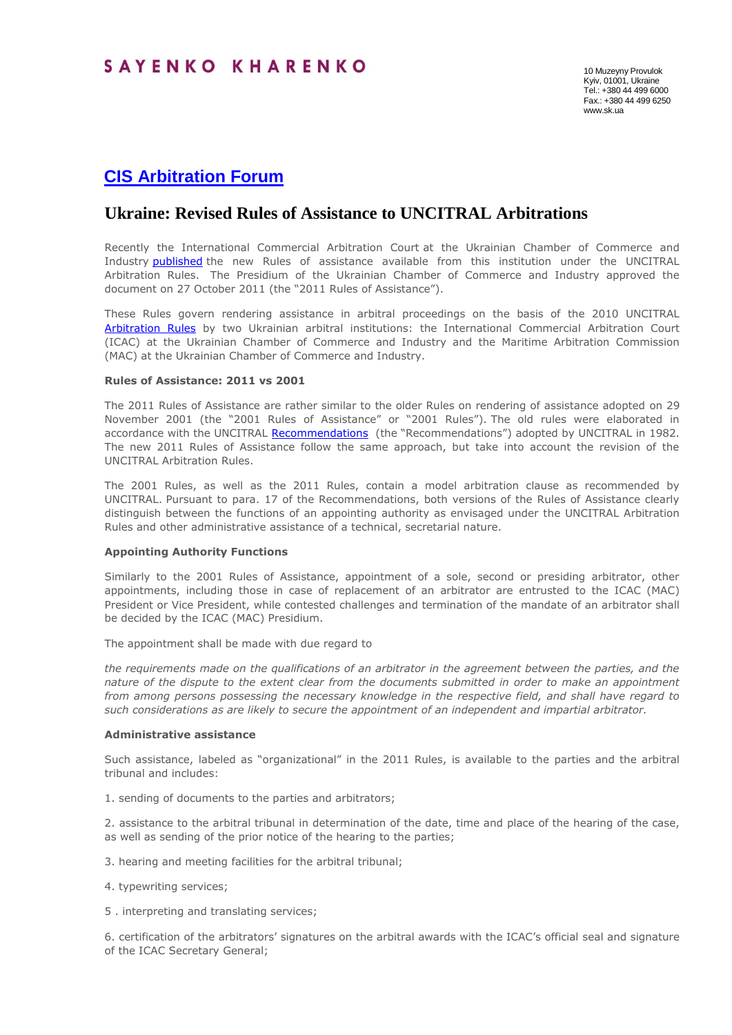SAYENKO KHARENKO

10 Muzeyny Provulok
Kyiv, 01001, Ukraine
Tel.: +380 44 499 6000
Fax.: +380 44 499 6250
www.sk.ua

## CIS Arbitration Forum

# Ukraine: Revised Rules of Assistance to UNCITRAL Arbitrations

Recently the International Commercial Arbitration Court at the Ukrainian Chamber of Commerce and Industry published the new Rules of assistance available from this institution under the UNCITRAL Arbitration Rules. The Presidium of the Ukrainian Chamber of Commerce and Industry approved the document on 27 October 2011 (the "2011 Rules of Assistance").

These Rules govern rendering assistance in arbitral proceedings on the basis of the 2010 UNCITRAL Arbitration Rules by two Ukrainian arbitral institutions: the International Commercial Arbitration Court (ICAC) at the Ukrainian Chamber of Commerce and Industry and the Maritime Arbitration Commission (MAC) at the Ukrainian Chamber of Commerce and Industry.

**Rules of Assistance: 2011 vs 2001**

The 2011 Rules of Assistance are rather similar to the older Rules on rendering of assistance adopted on 29 November 2001 (the "2001 Rules of Assistance" or "2001 Rules"). The old rules were elaborated in accordance with the UNCITRAL Recommendations (the "Recommendations") adopted by UNCITRAL in 1982. The new 2011 Rules of Assistance follow the same approach, but take into account the revision of the UNCITRAL Arbitration Rules.

The 2001 Rules, as well as the 2011 Rules, contain a model arbitration clause as recommended by UNCITRAL. Pursuant to para. 17 of the Recommendations, both versions of the Rules of Assistance clearly distinguish between the functions of an appointing authority as envisaged under the UNCITRAL Arbitration Rules and other administrative assistance of a technical, secretarial nature.

**Appointing Authority Functions**

Similarly to the 2001 Rules of Assistance, appointment of a sole, second or presiding arbitrator, other appointments, including those in case of replacement of an arbitrator are entrusted to the ICAC (MAC) President or Vice President, while contested challenges and termination of the mandate of an arbitrator shall be decided by the ICAC (MAC) Presidium.

The appointment shall be made with due regard to

*the requirements made on the qualifications of an arbitrator in the agreement between the parties, and the nature of the dispute to the extent clear from the documents submitted in order to make an appointment from among persons possessing the necessary knowledge in the respective field, and shall have regard to such considerations as are likely to secure the appointment of an independent and impartial arbitrator.*

**Administrative assistance**

Such assistance, labeled as "organizational" in the 2011 Rules, is available to the parties and the arbitral tribunal and includes:

1. sending of documents to the parties and arbitrators;

2. assistance to the arbitral tribunal in determination of the date, time and place of the hearing of the case, as well as sending of the prior notice of the hearing to the parties;

3. hearing and meeting facilities for the arbitral tribunal;

4. typewriting services;

5 . interpreting and translating services;

6. certification of the arbitrators' signatures on the arbitral awards with the ICAC's official seal and signature of the ICAC Secretary General;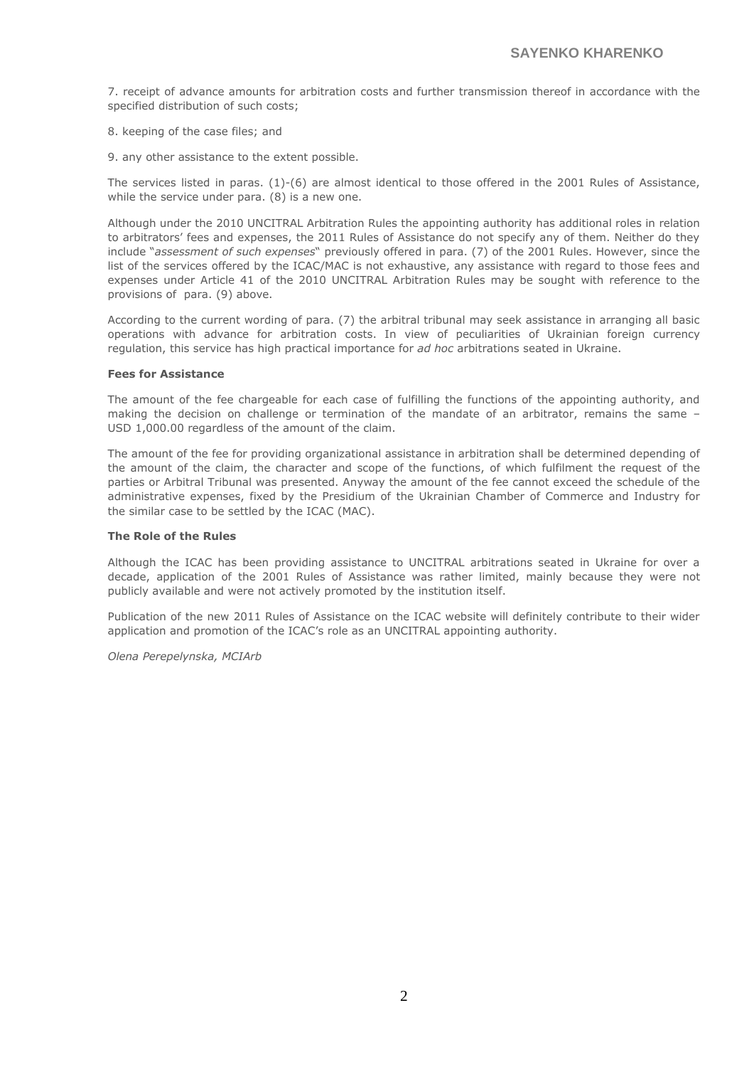7. receipt of advance amounts for arbitration costs and further transmission thereof in accordance with the specified distribution of such costs;

8. keeping of the case files; and

9. any other assistance to the extent possible.

The services listed in paras. (1)-(6) are almost identical to those offered in the 2001 Rules of Assistance, while the service under para. (8) is a new one.

Although under the 2010 UNCITRAL Arbitration Rules the appointing authority has additional roles in relation to arbitrators' fees and expenses, the 2011 Rules of Assistance do not specify any of them. Neither do they include "*assessment of such expenses*" previously offered in para. (7) of the 2001 Rules. However, since the list of the services offered by the ICAC/MAC is not exhaustive, any assistance with regard to those fees and expenses under Article 41 of the 2010 UNCITRAL Arbitration Rules may be sought with reference to the provisions of para. (9) above.

According to the current wording of para. (7) the arbitral tribunal may seek assistance in arranging all basic operations with advance for arbitration costs. In view of peculiarities of Ukrainian foreign currency regulation, this service has high practical importance for *ad hoc* arbitrations seated in Ukraine.

**Fees for Assistance**

The amount of the fee chargeable for each case of fulfilling the functions of the appointing authority, and making the decision on challenge or termination of the mandate of an arbitrator, remains the same – USD 1,000.00 regardless of the amount of the claim.

The amount of the fee for providing organizational assistance in arbitration shall be determined depending of the amount of the claim, the character and scope of the functions, of which fulfilment the request of the parties or Arbitral Tribunal was presented. Anyway the amount of the fee cannot exceed the schedule of the administrative expenses, fixed by the Presidium of the Ukrainian Chamber of Commerce and Industry for the similar case to be settled by the ICAC (MAC).

**The Role of the Rules**

Although the ICAC has been providing assistance to UNCITRAL arbitrations seated in Ukraine for over a decade, application of the 2001 Rules of Assistance was rather limited, mainly because they were not publicly available and were not actively promoted by the institution itself.

Publication of the new 2011 Rules of Assistance on the ICAC website will definitely contribute to their wider application and promotion of the ICAC's role as an UNCITRAL appointing authority.

*Olena Perepelynska, MCIArb*